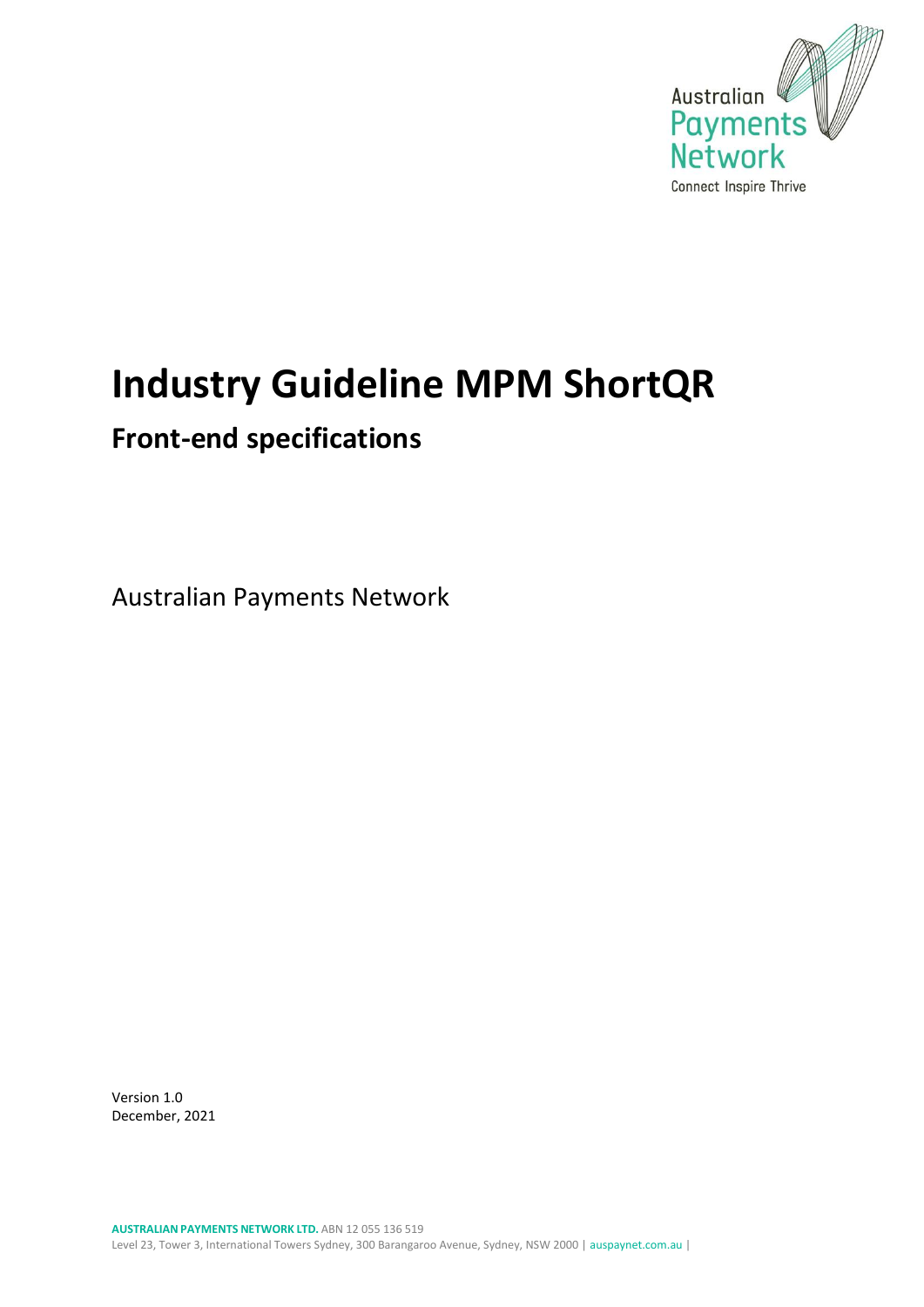Australian Payments Network

Connect Inspire Thrive

# Industry Guideline MPM ShortQR

## Front-end specifications

Australian Payments Network

Version 1.0
December, 2021

**AUSTRALIAN PAYMENTS NETWORK LTD.** ABN 12 055 136 519
Level 23, Tower 3, International Towers Sydney, 300 Barangaroo Avenue, Sydney, NSW 2000 | auspaynet.com.au |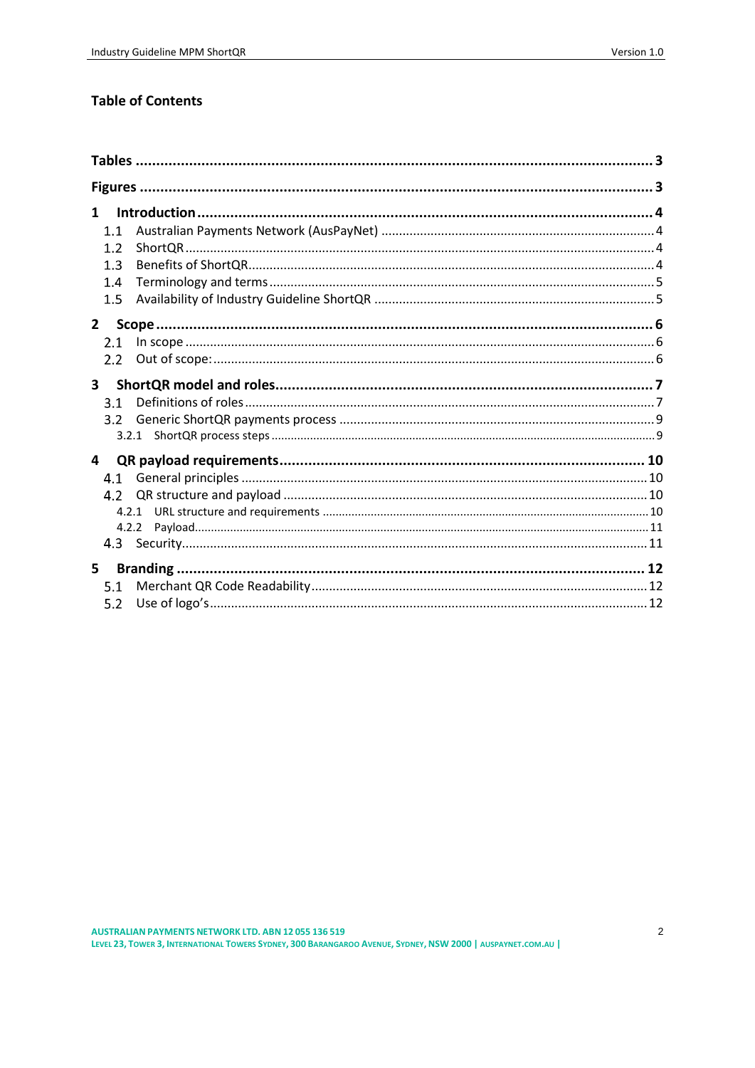## Table of Contents

**Tables** ..... 3

**Figures** ..... 3

**1 Introduction** ..... 4

- 1.1 Australian Payments Network (AusPayNet) ..... 4
- 1.2 ShortQR ..... 4
- 1.3 Benefits of ShortQR ..... 4
- 1.4 Terminology and terms ..... 5
- 1.5 Availability of Industry Guideline ShortQR ..... 5

**2 Scope** ..... 6

- 2.1 In scope ..... 6
- 2.2 Out of scope: ..... 6

**3 ShortQR model and roles** ..... 7

- 3.1 Definitions of roles ..... 7
- 3.2 Generic ShortQR payments process ..... 9
  - 3.2.1 ShortQR process steps ..... 9

**4 QR payload requirements** ..... 10

- 4.1 General principles ..... 10
- 4.2 QR structure and payload ..... 10
  - 4.2.1 URL structure and requirements ..... 10
  - 4.2.2 Payload ..... 11
- 4.3 Security ..... 11

**5 Branding** ..... 12

- 5.1 Merchant QR Code Readability ..... 12
- 5.2 Use of logo's ..... 12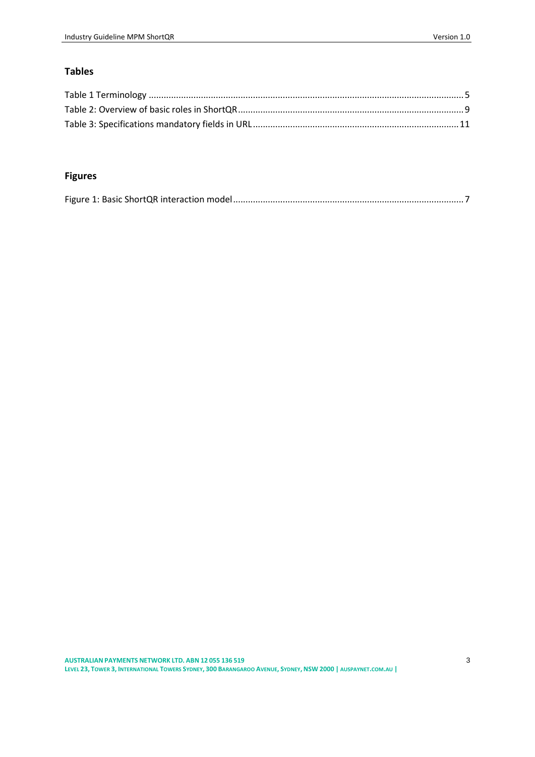## Tables

Table 1 Terminology ........................................................................................................... 5
Table 2: Overview of basic roles in ShortQR ........................................................................ 9
Table 3: Specifications mandatory fields in URL ................................................................. 11

## Figures

Figure 1: Basic ShortQR interaction model ........................................................................... 7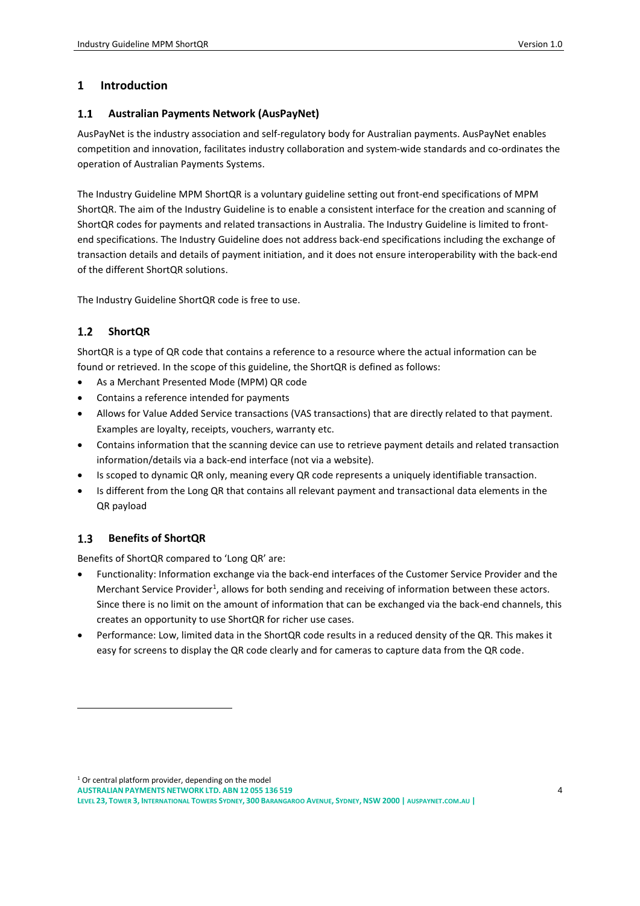# 1 Introduction

## 1.1 Australian Payments Network (AusPayNet)

AusPayNet is the industry association and self-regulatory body for Australian payments. AusPayNet enables competition and innovation, facilitates industry collaboration and system-wide standards and co-ordinates the operation of Australian Payments Systems.

The Industry Guideline MPM ShortQR is a voluntary guideline setting out front-end specifications of MPM ShortQR. The aim of the Industry Guideline is to enable a consistent interface for the creation and scanning of ShortQR codes for payments and related transactions in Australia. The Industry Guideline is limited to front-end specifications. The Industry Guideline does not address back-end specifications including the exchange of transaction details and details of payment initiation, and it does not ensure interoperability with the back-end of the different ShortQR solutions.

The Industry Guideline ShortQR code is free to use.

## 1.2 ShortQR

ShortQR is a type of QR code that contains a reference to a resource where the actual information can be found or retrieved. In the scope of this guideline, the ShortQR is defined as follows:

- As a Merchant Presented Mode (MPM) QR code
- Contains a reference intended for payments
- Allows for Value Added Service transactions (VAS transactions) that are directly related to that payment. Examples are loyalty, receipts, vouchers, warranty etc.
- Contains information that the scanning device can use to retrieve payment details and related transaction information/details via a back-end interface (not via a website).
- Is scoped to dynamic QR only, meaning every QR code represents a uniquely identifiable transaction.
- Is different from the Long QR that contains all relevant payment and transactional data elements in the QR payload

## 1.3 Benefits of ShortQR

Benefits of ShortQR compared to 'Long QR' are:

- Functionality: Information exchange via the back-end interfaces of the Customer Service Provider and the Merchant Service Provider[1], allows for both sending and receiving of information between these actors. Since there is no limit on the amount of information that can be exchanged via the back-end channels, this creates an opportunity to use ShortQR for richer use cases.
- Performance: Low, limited data in the ShortQR code results in a reduced density of the QR. This makes it easy for screens to display the QR code clearly and for cameras to capture data from the QR code.

---

[1] Or central platform provider, depending on the model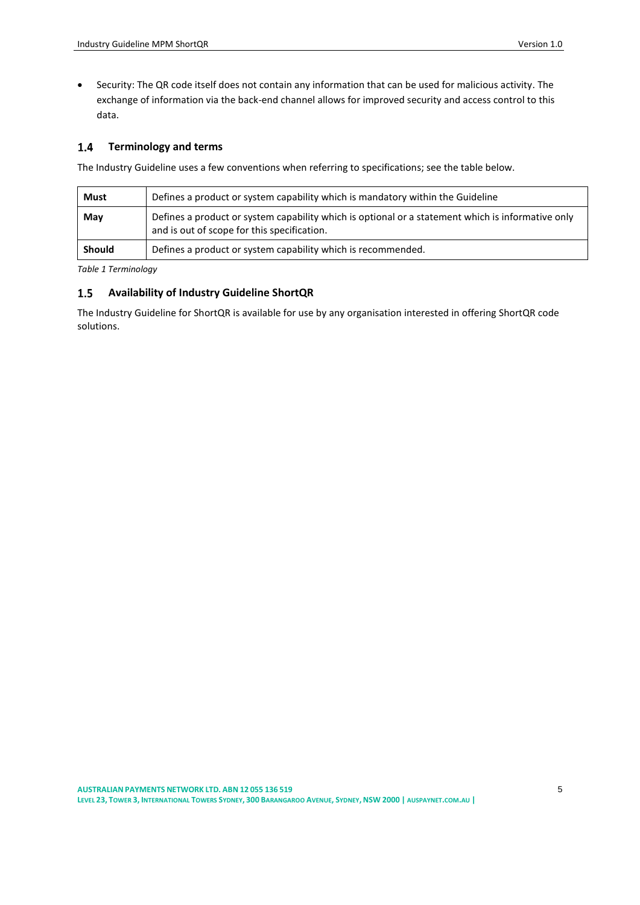- Security: The QR code itself does not contain any information that can be used for malicious activity. The exchange of information via the back-end channel allows for improved security and access control to this data.

## 1.4 Terminology and terms

The Industry Guideline uses a few conventions when referring to specifications; see the table below.

| | |
|---|---|
| **Must** | Defines a product or system capability which is mandatory within the Guideline |
| **May** | Defines a product or system capability which is optional or a statement which is informative only and is out of scope for this specification. |
| **Should** | Defines a product or system capability which is recommended. |

*Table 1 Terminology*

## 1.5 Availability of Industry Guideline ShortQR

The Industry Guideline for ShortQR is available for use by any organisation interested in offering ShortQR code solutions.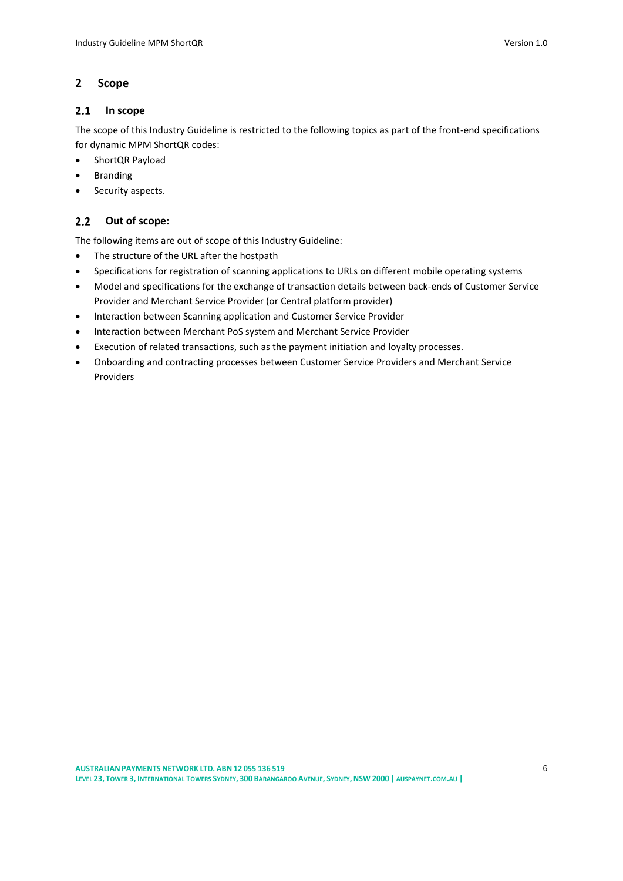# 2 Scope

## 2.1 In scope

The scope of this Industry Guideline is restricted to the following topics as part of the front-end specifications for dynamic MPM ShortQR codes:

- ShortQR Payload
- Branding
- Security aspects.

## 2.2 Out of scope:

The following items are out of scope of this Industry Guideline:

- The structure of the URL after the hostpath
- Specifications for registration of scanning applications to URLs on different mobile operating systems
- Model and specifications for the exchange of transaction details between back-ends of Customer Service Provider and Merchant Service Provider (or Central platform provider)
- Interaction between Scanning application and Customer Service Provider
- Interaction between Merchant PoS system and Merchant Service Provider
- Execution of related transactions, such as the payment initiation and loyalty processes.
- Onboarding and contracting processes between Customer Service Providers and Merchant Service Providers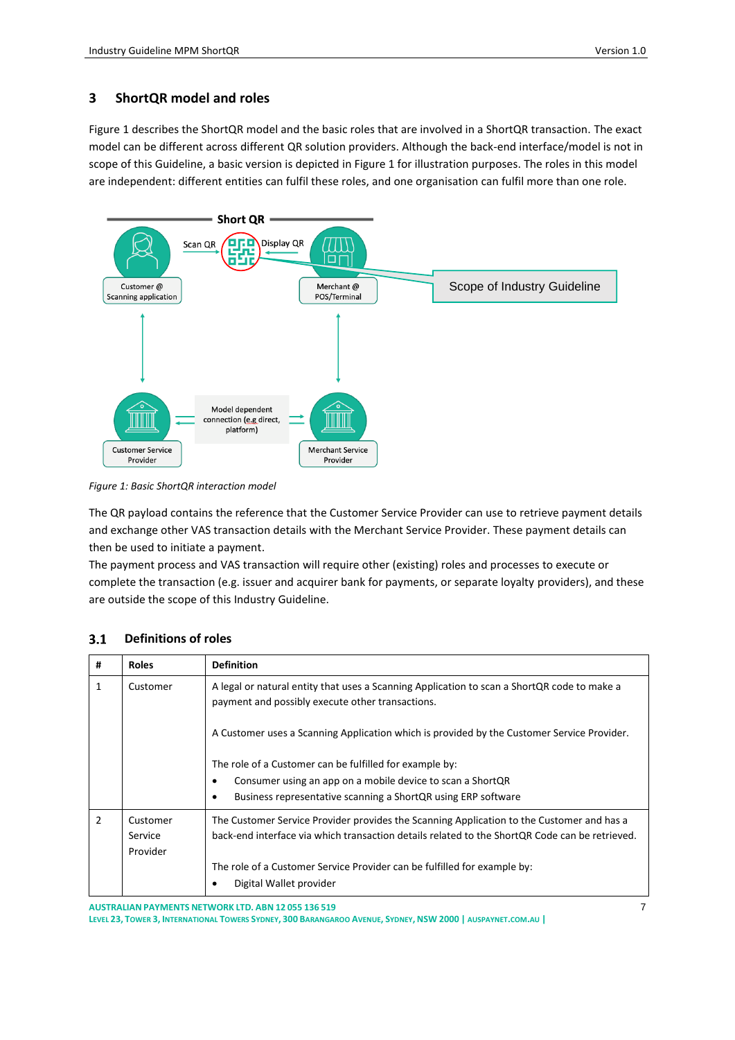## 3 ShortQR model and roles

Figure 1 describes the ShortQR model and the basic roles that are involved in a ShortQR transaction. The exact model can be different across different QR solution providers. Although the back-end interface/model is not in scope of this Guideline, a basic version is depicted in Figure 1 for illustration purposes. The roles in this model are independent: different entities can fulfil these roles, and one organisation can fulfil more than one role.

*Figure 1: Basic ShortQR interaction model*

The QR payload contains the reference that the Customer Service Provider can use to retrieve payment details and exchange other VAS transaction details with the Merchant Service Provider. These payment details can then be used to initiate a payment.

The payment process and VAS transaction will require other (existing) roles and processes to execute or complete the transaction (e.g. issuer and acquirer bank for payments, or separate loyalty providers), and these are outside the scope of this Industry Guideline.

### 3.1 Definitions of roles

| # | Roles | Definition |
|---|---|---|
| 1 | Customer | A legal or natural entity that uses a Scanning Application to scan a ShortQR code to make a payment and possibly execute other transactions.<br><br>A Customer uses a Scanning Application which is provided by the Customer Service Provider.<br><br>The role of a Customer can be fulfilled for example by:<br>• Consumer using an app on a mobile device to scan a ShortQR<br>• Business representative scanning a ShortQR using ERP software |
| 2 | Customer Service Provider | The Customer Service Provider provides the Scanning Application to the Customer and has a back-end interface via which transaction details related to the ShortQR Code can be retrieved.<br><br>The role of a Customer Service Provider can be fulfilled for example by:<br>• Digital Wallet provider |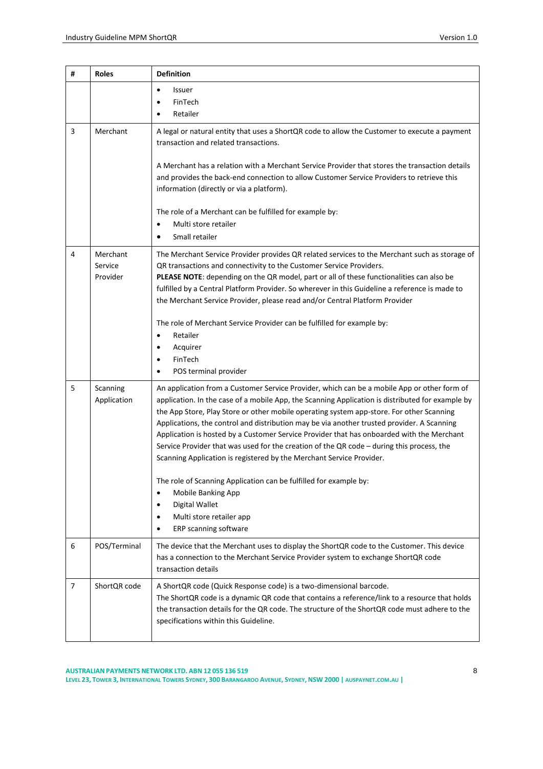| # | Roles | Definition |
|---|---|---|
| | | • Issuer<br>• FinTech<br>• Retailer |
| 3 | Merchant | A legal or natural entity that uses a ShortQR code to allow the Customer to execute a payment transaction and related transactions.<br><br>A Merchant has a relation with a Merchant Service Provider that stores the transaction details and provides the back-end connection to allow Customer Service Providers to retrieve this information (directly or via a platform).<br><br>The role of a Merchant can be fulfilled for example by:<br>• Multi store retailer<br>• Small retailer |
| 4 | Merchant Service Provider | The Merchant Service Provider provides QR related services to the Merchant such as storage of QR transactions and connectivity to the Customer Service Providers.<br>**PLEASE NOTE**: depending on the QR model, part or all of these functionalities can also be fulfilled by a Central Platform Provider. So wherever in this Guideline a reference is made to the Merchant Service Provider, please read and/or Central Platform Provider<br><br>The role of Merchant Service Provider can be fulfilled for example by:<br>• Retailer<br>• Acquirer<br>• FinTech<br>• POS terminal provider |
| 5 | Scanning Application | An application from a Customer Service Provider, which can be a mobile App or other form of application. In the case of a mobile App, the Scanning Application is distributed for example by the App Store, Play Store or other mobile operating system app-store. For other Scanning Applications, the control and distribution may be via another trusted provider. A Scanning Application is hosted by a Customer Service Provider that has onboarded with the Merchant Service Provider that was used for the creation of the QR code – during this process, the Scanning Application is registered by the Merchant Service Provider.<br><br>The role of Scanning Application can be fulfilled for example by:<br>• Mobile Banking App<br>• Digital Wallet<br>• Multi store retailer app<br>• ERP scanning software |
| 6 | POS/Terminal | The device that the Merchant uses to display the ShortQR code to the Customer. This device has a connection to the Merchant Service Provider system to exchange ShortQR code transaction details |
| 7 | ShortQR code | A ShortQR code (Quick Response code) is a two-dimensional barcode.<br>The ShortQR code is a dynamic QR code that contains a reference/link to a resource that holds the transaction details for the QR code. The structure of the ShortQR code must adhere to the specifications within this Guideline. |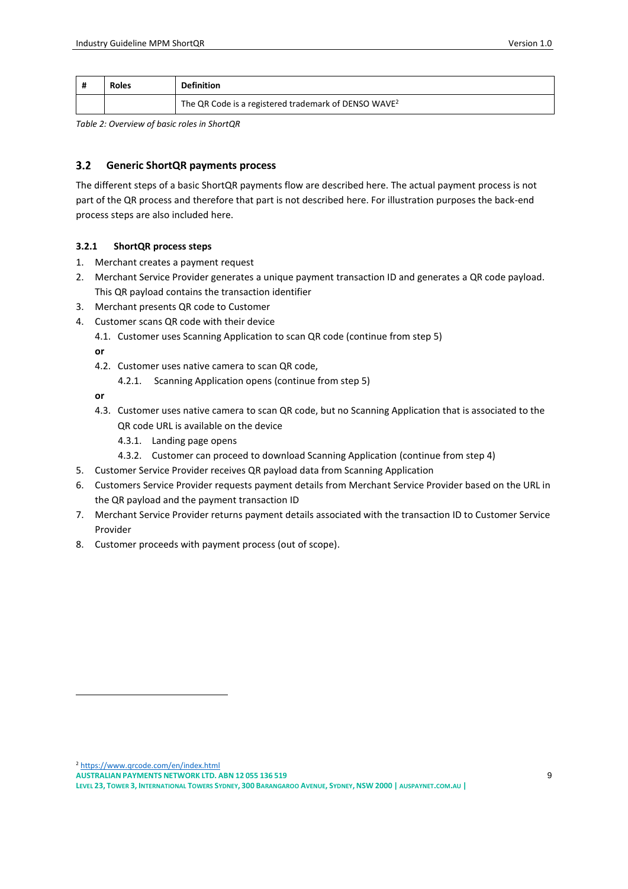| # | Roles | Definition |
|---|---|---|
| | | The QR Code is a registered trademark of DENSO WAVE[2] |

*Table 2: Overview of basic roles in ShortQR*

## 3.2 Generic ShortQR payments process

The different steps of a basic ShortQR payments flow are described here. The actual payment process is not part of the QR process and therefore that part is not described here. For illustration purposes the back-end process steps are also included here.

### 3.2.1 ShortQR process steps

1. Merchant creates a payment request
2. Merchant Service Provider generates a unique payment transaction ID and generates a QR code payload. This QR payload contains the transaction identifier
3. Merchant presents QR code to Customer
4. Customer scans QR code with their device
   - 4.1. Customer uses Scanning Application to scan QR code (continue from step 5)

   **or**

   - 4.2. Customer uses native camera to scan QR code,
     - 4.2.1. Scanning Application opens (continue from step 5)

   **or**

   - 4.3. Customer uses native camera to scan QR code, but no Scanning Application that is associated to the QR code URL is available on the device
     - 4.3.1. Landing page opens
     - 4.3.2. Customer can proceed to download Scanning Application (continue from step 4)
5. Customer Service Provider receives QR payload data from Scanning Application
6. Customers Service Provider requests payment details from Merchant Service Provider based on the URL in the QR payload and the payment transaction ID
7. Merchant Service Provider returns payment details associated with the transaction ID to Customer Service Provider
8. Customer proceeds with payment process (out of scope).

[2] https://www.qrcode.com/en/index.html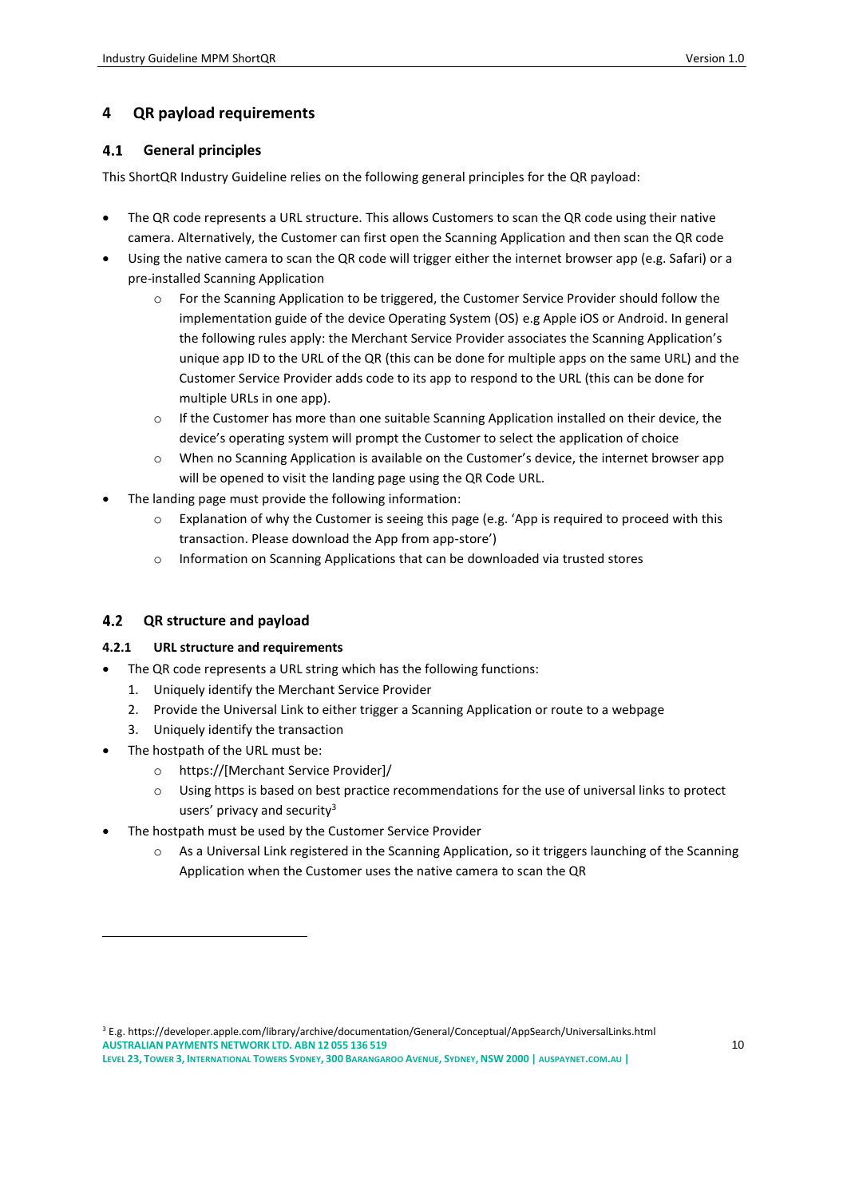# 4 QR payload requirements

## 4.1 General principles

This ShortQR Industry Guideline relies on the following general principles for the QR payload:

- The QR code represents a URL structure. This allows Customers to scan the QR code using their native camera. Alternatively, the Customer can first open the Scanning Application and then scan the QR code
- Using the native camera to scan the QR code will trigger either the internet browser app (e.g. Safari) or a pre-installed Scanning Application
  - For the Scanning Application to be triggered, the Customer Service Provider should follow the implementation guide of the device Operating System (OS) e.g Apple iOS or Android. In general the following rules apply: the Merchant Service Provider associates the Scanning Application's unique app ID to the URL of the QR (this can be done for multiple apps on the same URL) and the Customer Service Provider adds code to its app to respond to the URL (this can be done for multiple URLs in one app).
  - If the Customer has more than one suitable Scanning Application installed on their device, the device's operating system will prompt the Customer to select the application of choice
  - When no Scanning Application is available on the Customer's device, the internet browser app will be opened to visit the landing page using the QR Code URL.
- The landing page must provide the following information:
  - Explanation of why the Customer is seeing this page (e.g. 'App is required to proceed with this transaction. Please download the App from app-store')
  - Information on Scanning Applications that can be downloaded via trusted stores

## 4.2 QR structure and payload

### 4.2.1 URL structure and requirements

- The QR code represents a URL string which has the following functions:
  1. Uniquely identify the Merchant Service Provider
  2. Provide the Universal Link to either trigger a Scanning Application or route to a webpage
  3. Uniquely identify the transaction
- The hostpath of the URL must be:
  - https://[Merchant Service Provider]/
  - Using https is based on best practice recommendations for the use of universal links to protect users' privacy and security[3]
- The hostpath must be used by the Customer Service Provider
  - As a Universal Link registered in the Scanning Application, so it triggers launching of the Scanning Application when the Customer uses the native camera to scan the QR

[3] E.g. https://developer.apple.com/library/archive/documentation/General/Conceptual/AppSearch/UniversalLinks.html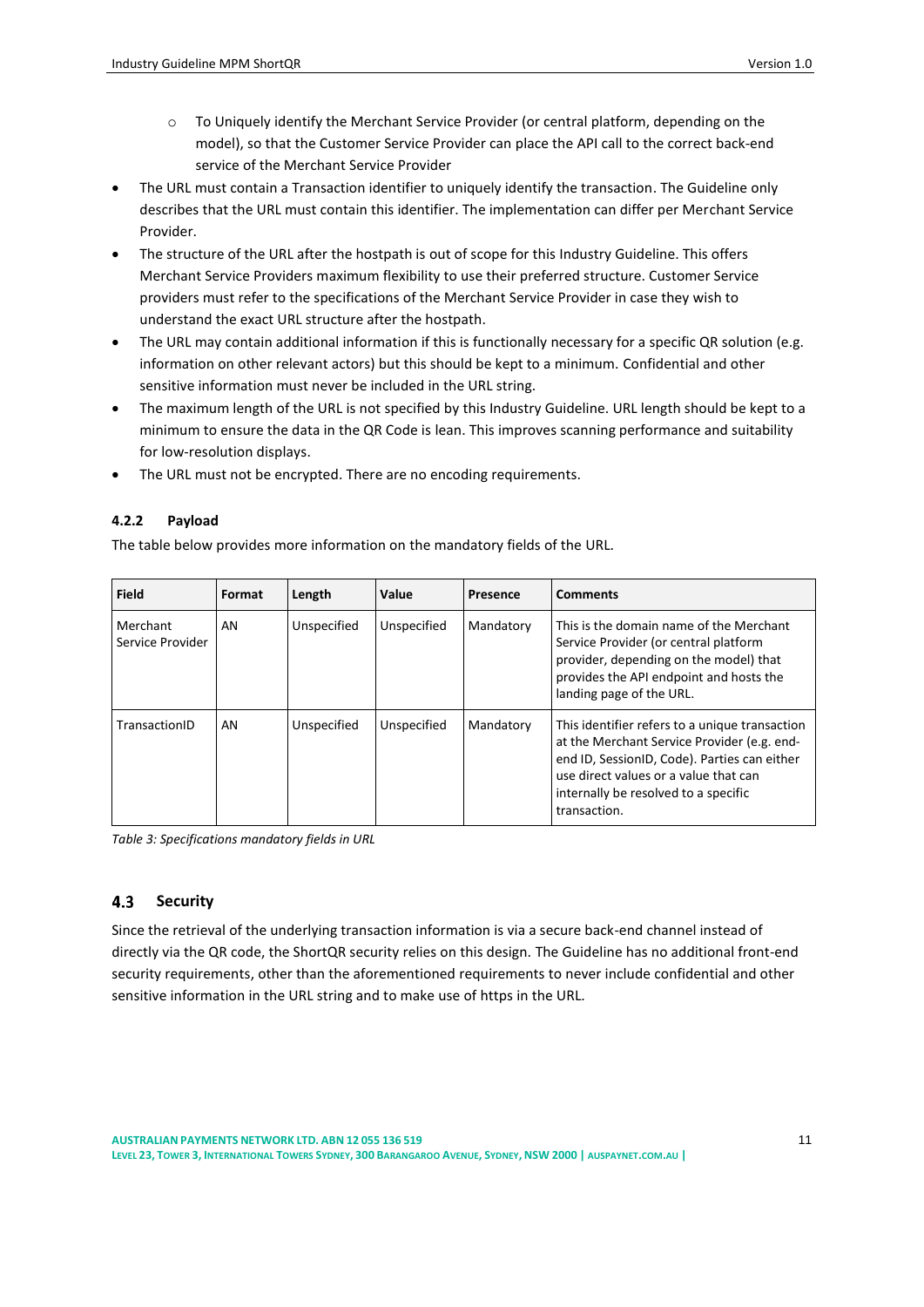- To Uniquely identify the Merchant Service Provider (or central platform, depending on the model), so that the Customer Service Provider can place the API call to the correct back-end service of the Merchant Service Provider
- The URL must contain a Transaction identifier to uniquely identify the transaction. The Guideline only describes that the URL must contain this identifier. The implementation can differ per Merchant Service Provider.
- The structure of the URL after the hostpath is out of scope for this Industry Guideline. This offers Merchant Service Providers maximum flexibility to use their preferred structure. Customer Service providers must refer to the specifications of the Merchant Service Provider in case they wish to understand the exact URL structure after the hostpath.
- The URL may contain additional information if this is functionally necessary for a specific QR solution (e.g. information on other relevant actors) but this should be kept to a minimum. Confidential and other sensitive information must never be included in the URL string.
- The maximum length of the URL is not specified by this Industry Guideline. URL length should be kept to a minimum to ensure the data in the QR Code is lean. This improves scanning performance and suitability for low-resolution displays.
- The URL must not be encrypted. There are no encoding requirements.

#### 4.2.2 Payload

The table below provides more information on the mandatory fields of the URL.

| Field | Format | Length | Value | Presence | Comments |
|---|---|---|---|---|---|
| Merchant Service Provider | AN | Unspecified | Unspecified | Mandatory | This is the domain name of the Merchant Service Provider (or central platform provider, depending on the model) that provides the API endpoint and hosts the landing page of the URL. |
| TransactionID | AN | Unspecified | Unspecified | Mandatory | This identifier refers to a unique transaction at the Merchant Service Provider (e.g. end-end ID, SessionID, Code). Parties can either use direct values or a value that can internally be resolved to a specific transaction. |

*Table 3: Specifications mandatory fields in URL*

### 4.3 Security

Since the retrieval of the underlying transaction information is via a secure back-end channel instead of directly via the QR code, the ShortQR security relies on this design. The Guideline has no additional front-end security requirements, other than the aforementioned requirements to never include confidential and other sensitive information in the URL string and to make use of https in the URL.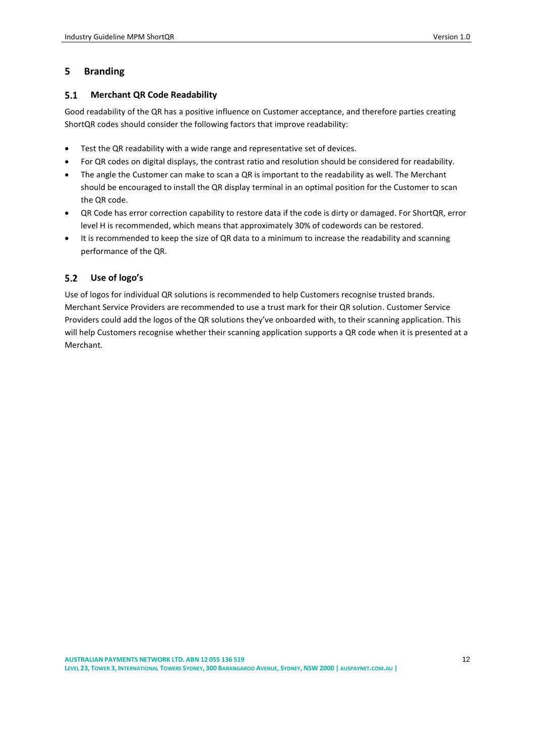# 5 Branding

## 5.1 Merchant QR Code Readability

Good readability of the QR has a positive influence on Customer acceptance, and therefore parties creating ShortQR codes should consider the following factors that improve readability:

- Test the QR readability with a wide range and representative set of devices.
- For QR codes on digital displays, the contrast ratio and resolution should be considered for readability.
- The angle the Customer can make to scan a QR is important to the readability as well. The Merchant should be encouraged to install the QR display terminal in an optimal position for the Customer to scan the QR code.
- QR Code has error correction capability to restore data if the code is dirty or damaged. For ShortQR, error level H is recommended, which means that approximately 30% of codewords can be restored.
- It is recommended to keep the size of QR data to a minimum to increase the readability and scanning performance of the QR.

## 5.2 Use of logo's

Use of logos for individual QR solutions is recommended to help Customers recognise trusted brands. Merchant Service Providers are recommended to use a trust mark for their QR solution. Customer Service Providers could add the logos of the QR solutions they've onboarded with, to their scanning application. This will help Customers recognise whether their scanning application supports a QR code when it is presented at a Merchant.